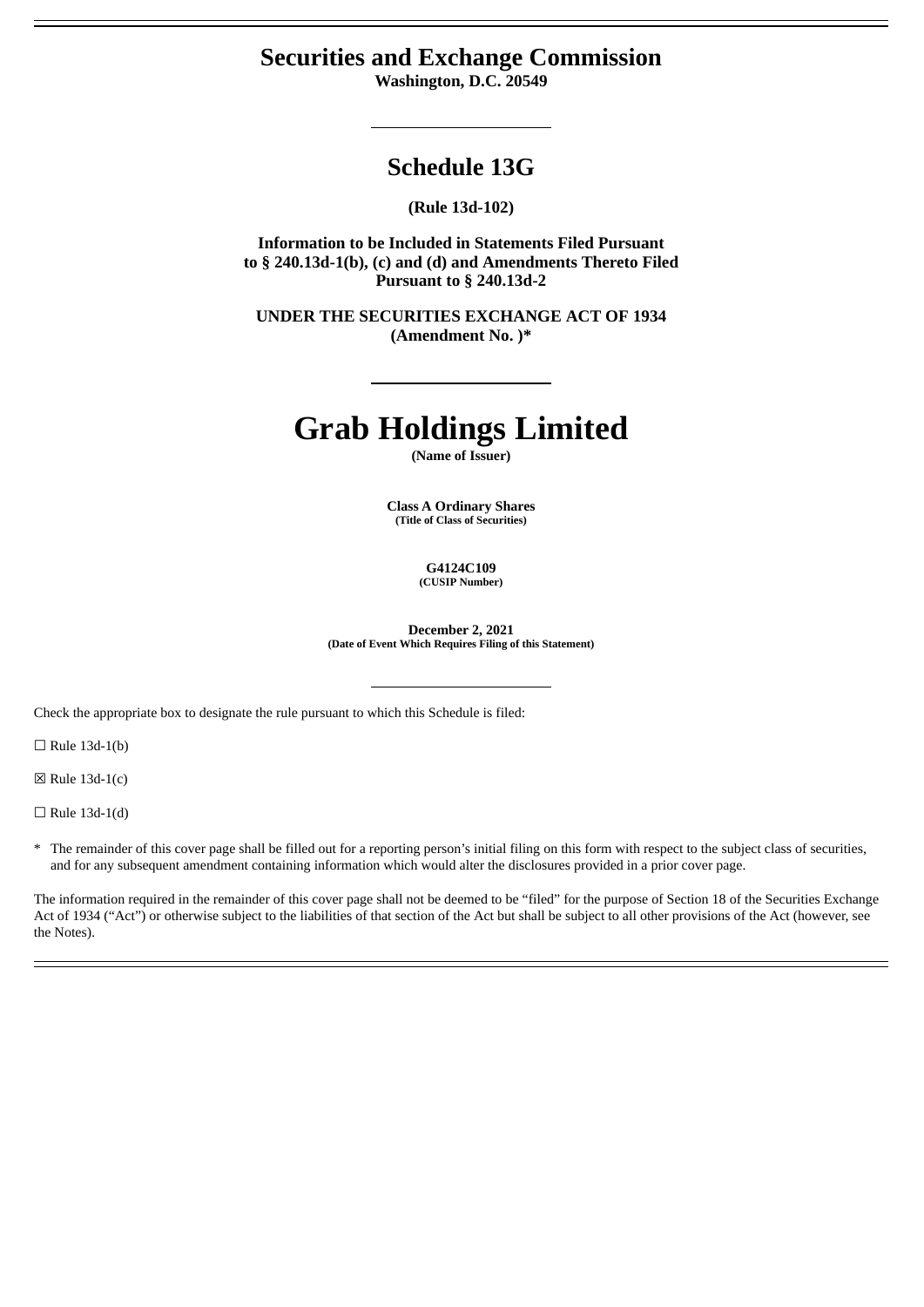# Securities and Exchange Commission

**Washington, D.C. 20549**

## Schedule 13G

**(Rule 13d-102)**

**Information to be Included in Statements Filed Pursuant to § 240.13d-1(b), (c) and (d) and Amendments Thereto Filed Pursuant to § 240.13d-2**

**UNDER THE SECURITIES EXCHANGE ACT OF 1934**
**(Amendment No. )***

# Grab Holdings Limited

**(Name of Issuer)**

**Class A Ordinary Shares**
**(Title of Class of Securities)**

**G4124C109**
**(CUSIP Number)**

**December 2, 2021**
**(Date of Event Which Requires Filing of this Statement)**

Check the appropriate box to designate the rule pursuant to which this Schedule is filed:

☐ Rule 13d-1(b)

☒ Rule 13d-1(c)

☐ Rule 13d-1(d)

\* The remainder of this cover page shall be filled out for a reporting person's initial filing on this form with respect to the subject class of securities, and for any subsequent amendment containing information which would alter the disclosures provided in a prior cover page.

The information required in the remainder of this cover page shall not be deemed to be "filed" for the purpose of Section 18 of the Securities Exchange Act of 1934 ("Act") or otherwise subject to the liabilities of that section of the Act but shall be subject to all other provisions of the Act (however, see the Notes).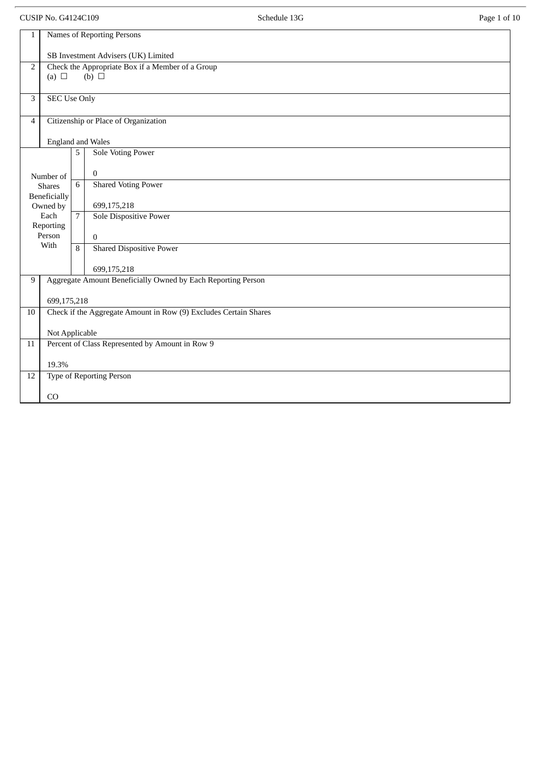CUSIP No. G4124C109

| | | | |
|---|---|---|---|
| 1 | Names of Reporting Persons<br><br>SB Investment Advisers (UK) Limited | | |
| 2 | Check the Appropriate Box if a Member of a Group<br>(a) ☐ (b) ☐ | | |
| 3 | SEC Use Only | | |
| 4 | Citizenship or Place of Organization<br><br>England and Wales | | |
| Number of Shares Beneficially Owned by Each Reporting Person With | 5 | Sole Voting Power<br><br>0 | |
| | 6 | Shared Voting Power<br><br>699,175,218 | |
| | 7 | Sole Dispositive Power<br><br>0 | |
| | 8 | Shared Dispositive Power<br><br>699,175,218 | |
| 9 | Aggregate Amount Beneficially Owned by Each Reporting Person<br><br>699,175,218 | | |
| 10 | Check if the Aggregate Amount in Row (9) Excludes Certain Shares<br><br>Not Applicable | | |
| 11 | Percent of Class Represented by Amount in Row 9<br><br>19.3% | | |
| 12 | Type of Reporting Person<br><br>CO | | |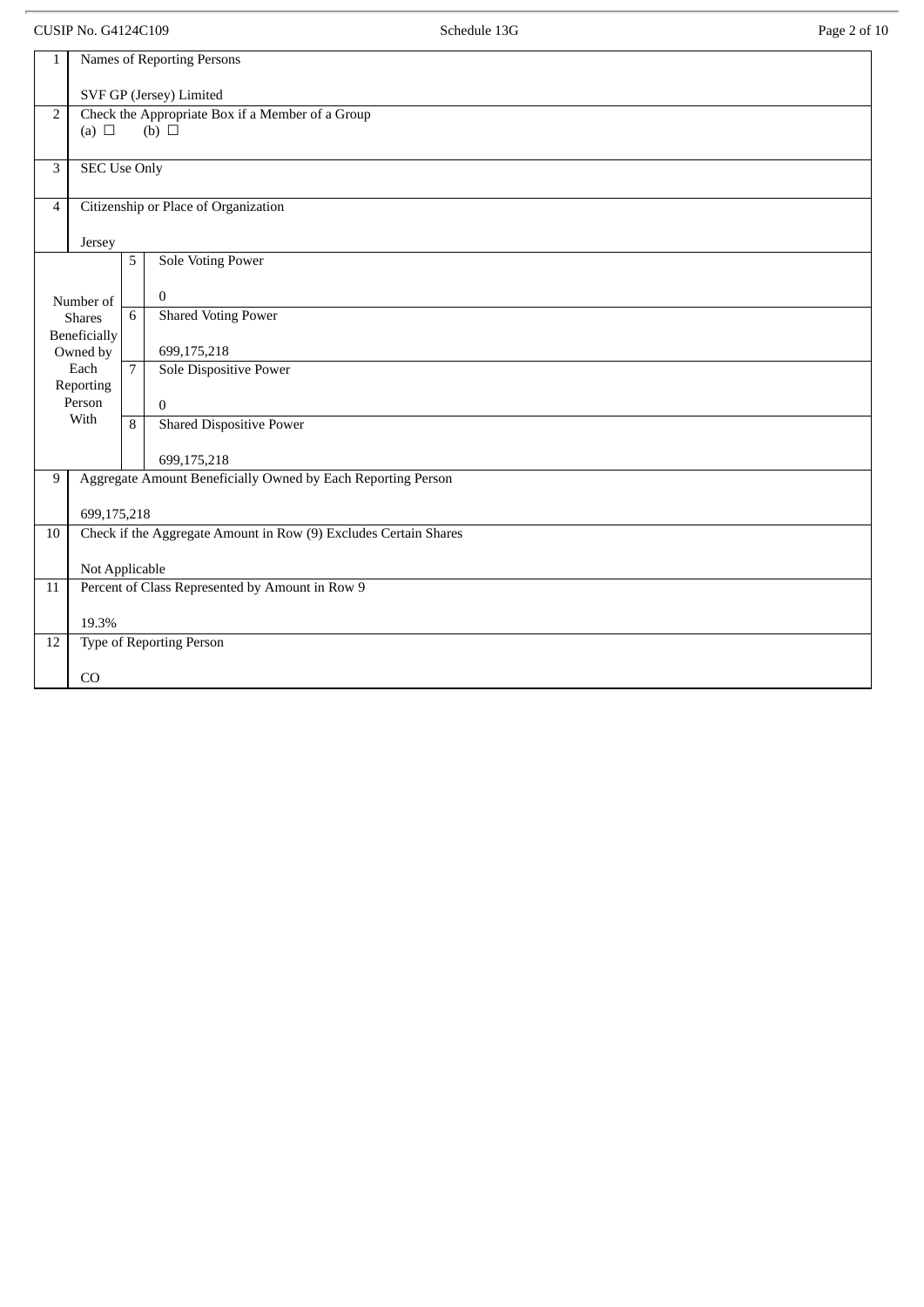| | | | |
|---|---|---|---|
| 1 | Names of Reporting Persons<br><br>SVF GP (Jersey) Limited | | |
| 2 | Check the Appropriate Box if a Member of a Group<br>(a) ☐ (b) ☐ | | |
| 3 | SEC Use Only | | |
| 4 | Citizenship or Place of Organization<br><br>Jersey | | |
| Number of Shares Beneficially Owned by Each Reporting Person With | | 5 | Sole Voting Power<br><br>0 |
| | | 6 | Shared Voting Power<br><br>699,175,218 |
| | | 7 | Sole Dispositive Power<br><br>0 |
| | | 8 | Shared Dispositive Power<br><br>699,175,218 |
| 9 | Aggregate Amount Beneficially Owned by Each Reporting Person<br><br>699,175,218 | | |
| 10 | Check if the Aggregate Amount in Row (9) Excludes Certain Shares<br><br>Not Applicable | | |
| 11 | Percent of Class Represented by Amount in Row 9<br><br>19.3% | | |
| 12 | Type of Reporting Person<br><br>CO | | |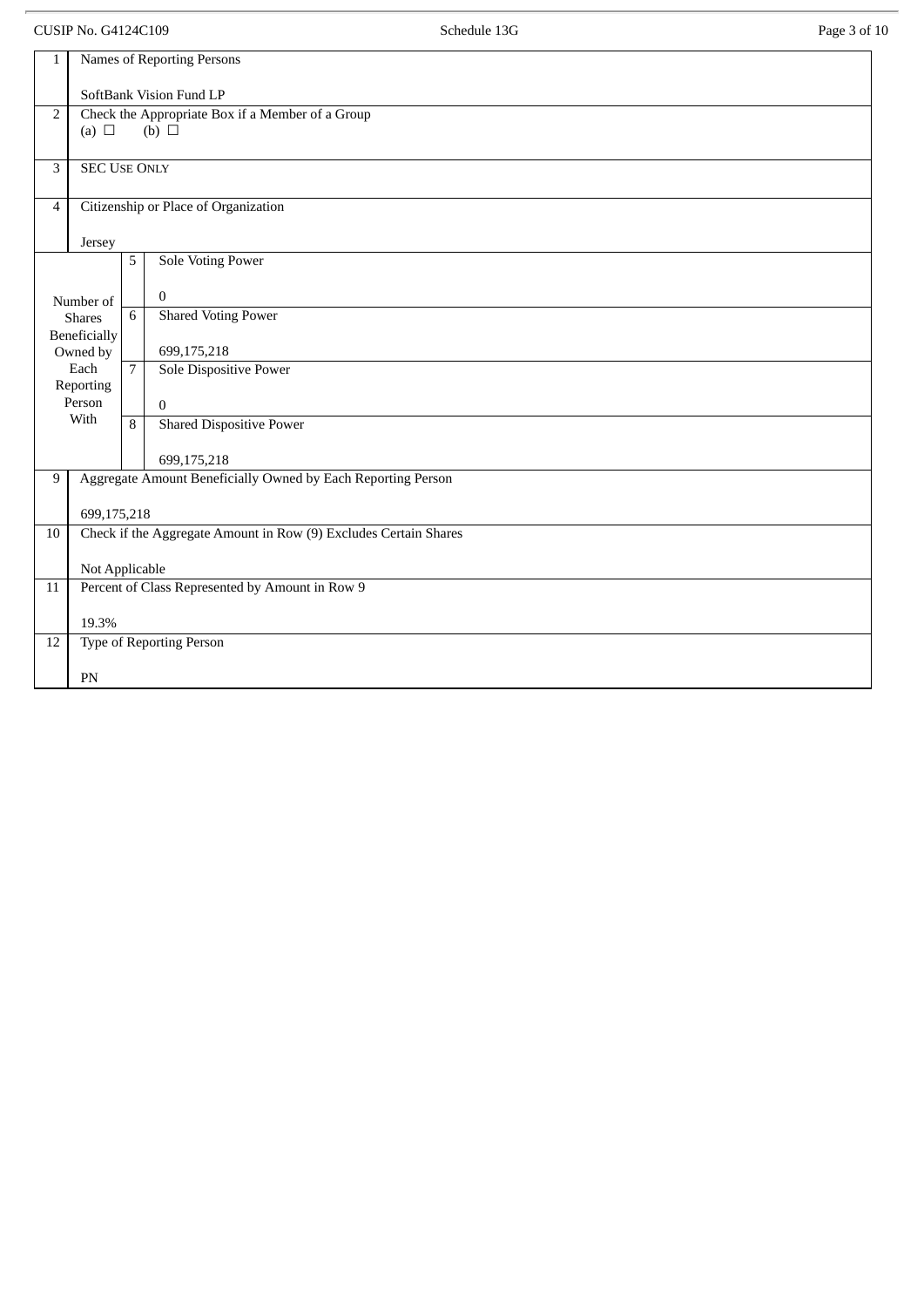CUSIP No. G4124C109 Schedule 13G

| | | | |
|---|---|---|---|
| 1 | Names of Reporting Persons<br><br>SoftBank Vision Fund LP | | |
| 2 | Check the Appropriate Box if a Member of a Group<br>(a) ☐ (b) ☐ | | |
| 3 | SEC USE ONLY | | |
| 4 | Citizenship or Place of Organization<br><br>Jersey | | |
| Number of Shares Beneficially Owned by Each Reporting Person With | | 5 | Sole Voting Power<br><br>0 |
| | | 6 | Shared Voting Power<br><br>699,175,218 |
| | | 7 | Sole Dispositive Power<br><br>0 |
| | | 8 | Shared Dispositive Power<br><br>699,175,218 |
| 9 | Aggregate Amount Beneficially Owned by Each Reporting Person<br><br>699,175,218 | | |
| 10 | Check if the Aggregate Amount in Row (9) Excludes Certain Shares<br><br>Not Applicable | | |
| 11 | Percent of Class Represented by Amount in Row 9<br><br>19.3% | | |
| 12 | Type of Reporting Person<br><br>PN | | |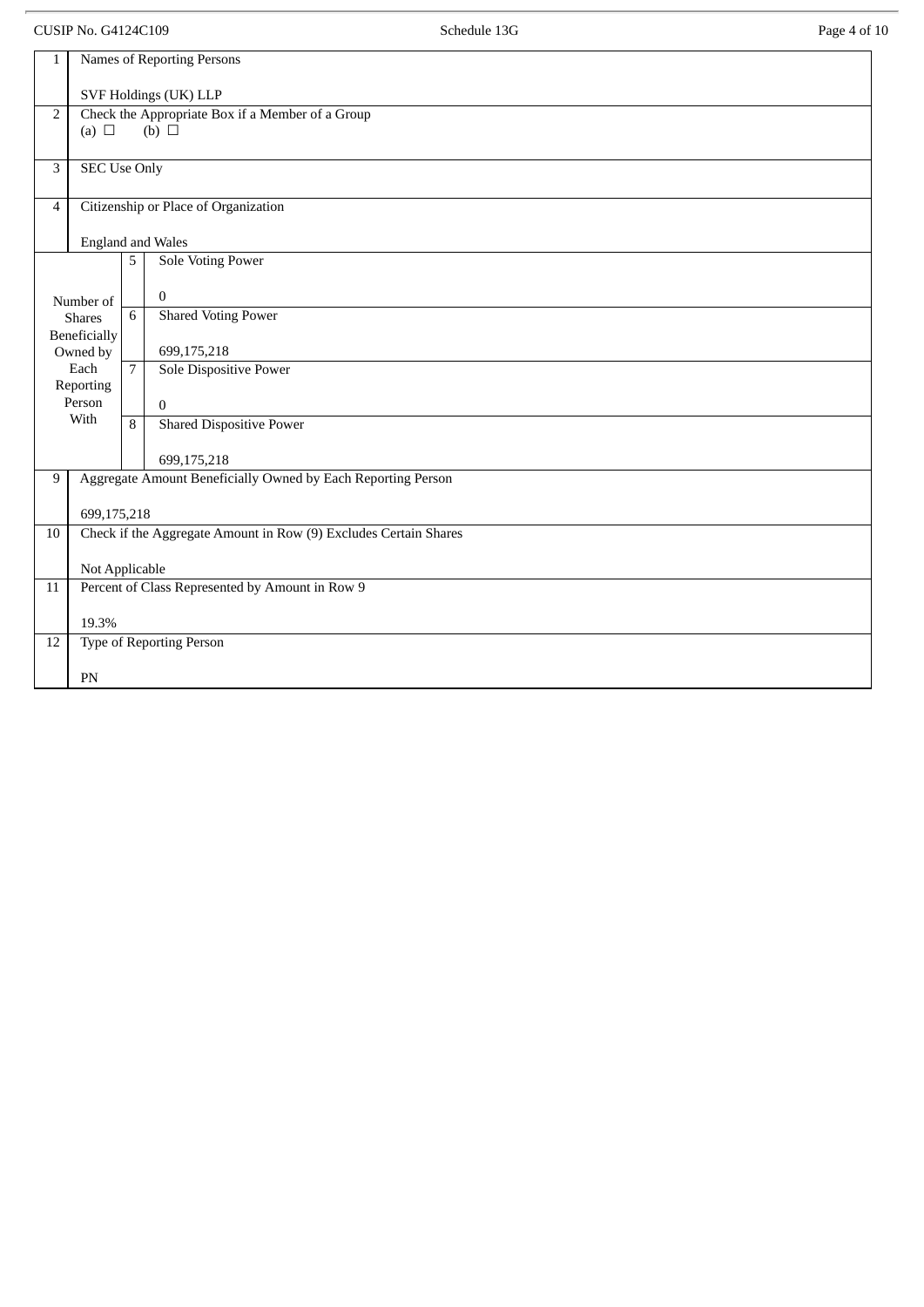| 1 | Names of Reporting Persons<br><br>SVF Holdings (UK) LLP | | |
|---|---|---|---|
| 2 | Check the Appropriate Box if a Member of a Group<br>(a) ☐ (b) ☐ | | |
| 3 | SEC Use Only | | |
| 4 | Citizenship or Place of Organization<br><br>England and Wales | | |
| Number of Shares Beneficially Owned by Each Reporting Person With | | 5 | Sole Voting Power<br><br>0 |
| | | 6 | Shared Voting Power<br><br>699,175,218 |
| | | 7 | Sole Dispositive Power<br><br>0 |
| | | 8 | Shared Dispositive Power<br><br>699,175,218 |
| 9 | Aggregate Amount Beneficially Owned by Each Reporting Person<br><br>699,175,218 | | |
| 10 | Check if the Aggregate Amount in Row (9) Excludes Certain Shares<br><br>Not Applicable | | |
| 11 | Percent of Class Represented by Amount in Row 9<br><br>19.3% | | |
| 12 | Type of Reporting Person<br><br>PN | | |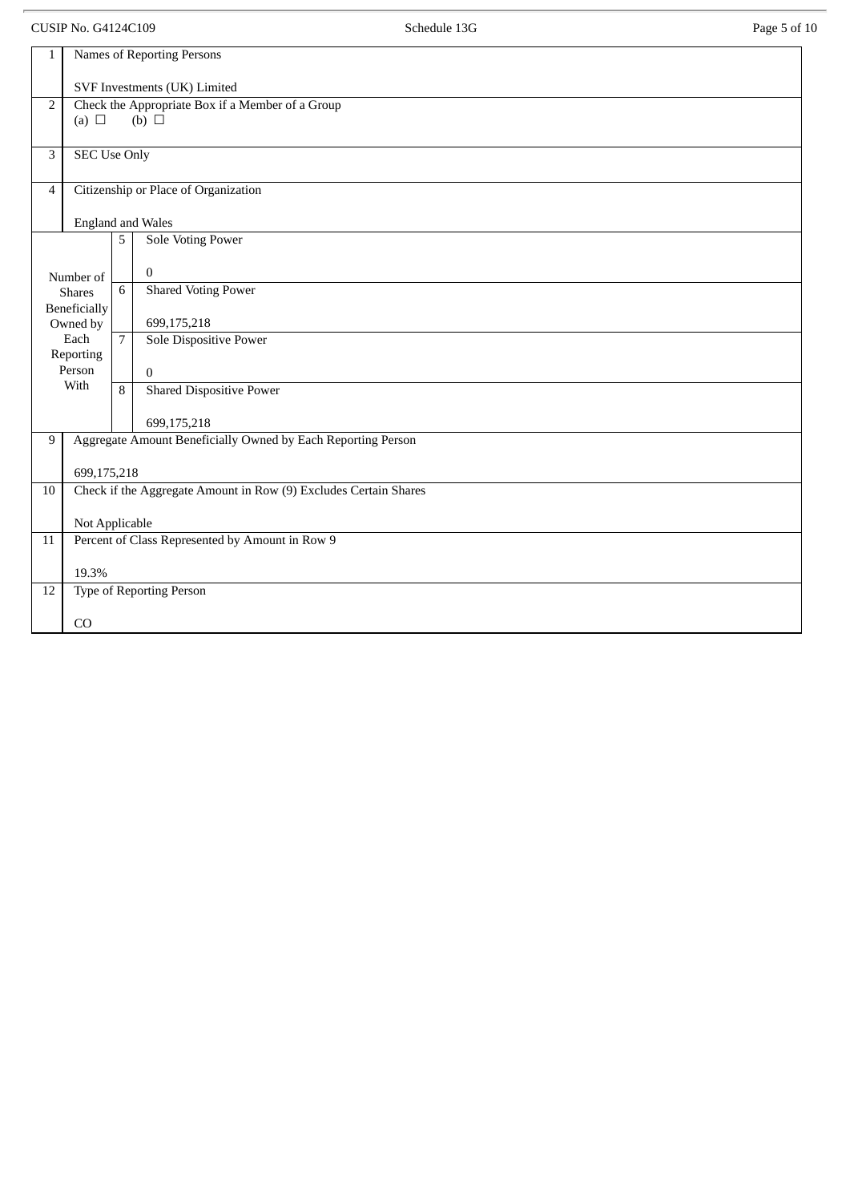| | | | |
|---|---|---|---|
| 1 | Names of Reporting Persons<br><br>SVF Investments (UK) Limited | | |
| 2 | Check the Appropriate Box if a Member of a Group<br>(a) ☐ (b) ☐ | | |
| 3 | SEC Use Only | | |
| 4 | Citizenship or Place of Organization<br><br>England and Wales | | |
| Number of Shares Beneficially Owned by Each Reporting Person With | | 5 | Sole Voting Power<br><br>0 |
| | | 6 | Shared Voting Power<br><br>699,175,218 |
| | | 7 | Sole Dispositive Power<br><br>0 |
| | | 8 | Shared Dispositive Power<br><br>699,175,218 |
| 9 | Aggregate Amount Beneficially Owned by Each Reporting Person<br><br>699,175,218 | | |
| 10 | Check if the Aggregate Amount in Row (9) Excludes Certain Shares<br><br>Not Applicable | | |
| 11 | Percent of Class Represented by Amount in Row 9<br><br>19.3% | | |
| 12 | Type of Reporting Person<br><br>CO | | |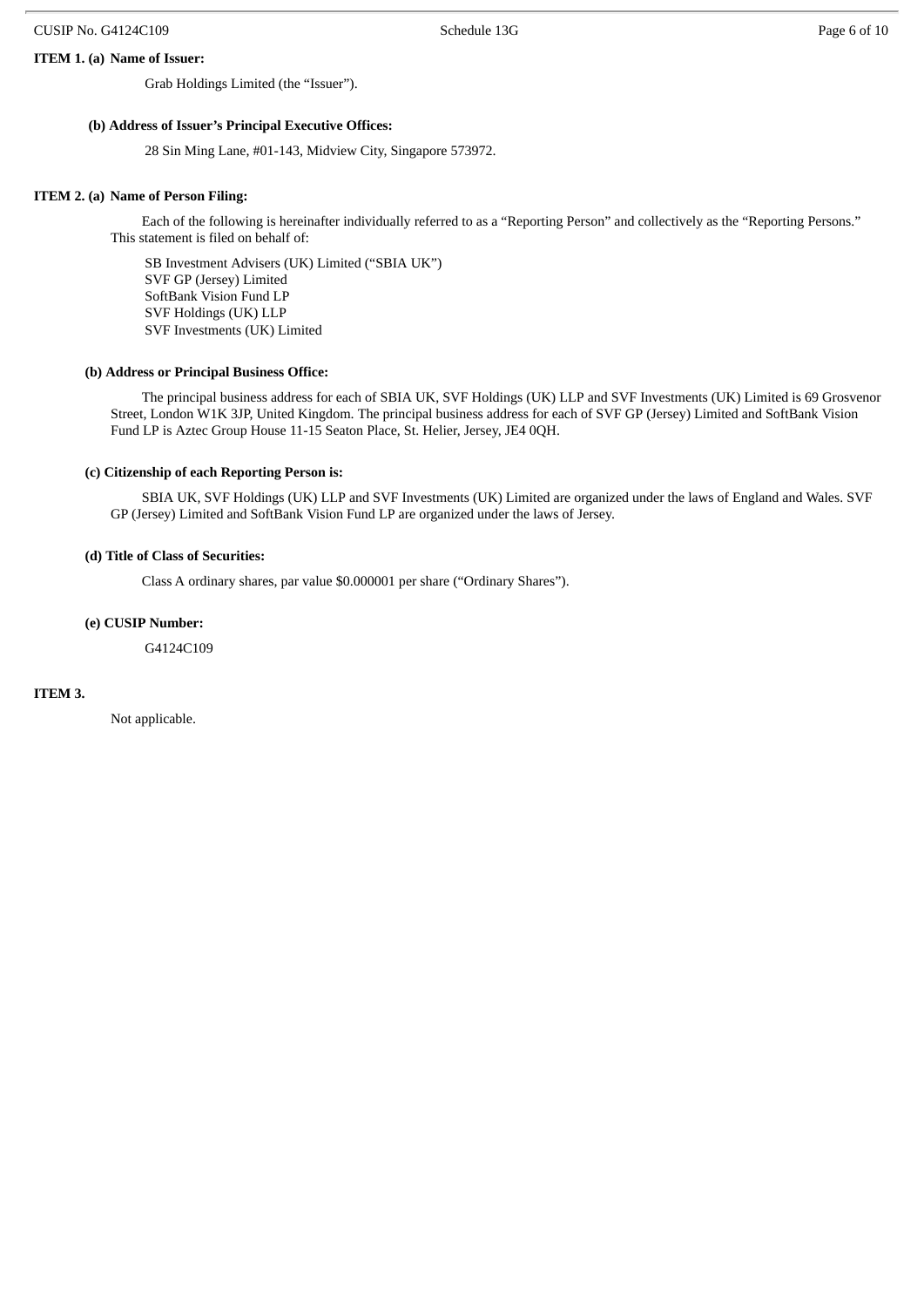**ITEM 1. (a) Name of Issuer:**

Grab Holdings Limited (the "Issuer").

**(b) Address of Issuer's Principal Executive Offices:**

28 Sin Ming Lane, #01-143, Midview City, Singapore 573972.

**ITEM 2. (a) Name of Person Filing:**

Each of the following is hereinafter individually referred to as a "Reporting Person" and collectively as the "Reporting Persons." This statement is filed on behalf of:

SB Investment Advisers (UK) Limited ("SBIA UK")
SVF GP (Jersey) Limited
SoftBank Vision Fund LP
SVF Holdings (UK) LLP
SVF Investments (UK) Limited

**(b) Address or Principal Business Office:**

The principal business address for each of SBIA UK, SVF Holdings (UK) LLP and SVF Investments (UK) Limited is 69 Grosvenor Street, London W1K 3JP, United Kingdom. The principal business address for each of SVF GP (Jersey) Limited and SoftBank Vision Fund LP is Aztec Group House 11-15 Seaton Place, St. Helier, Jersey, JE4 0QH.

**(c) Citizenship of each Reporting Person is:**

SBIA UK, SVF Holdings (UK) LLP and SVF Investments (UK) Limited are organized under the laws of England and Wales. SVF GP (Jersey) Limited and SoftBank Vision Fund LP are organized under the laws of Jersey.

**(d) Title of Class of Securities:**

Class A ordinary shares, par value $0.000001 per share ("Ordinary Shares").

**(e) CUSIP Number:**

G4124C109

**ITEM 3.**

Not applicable.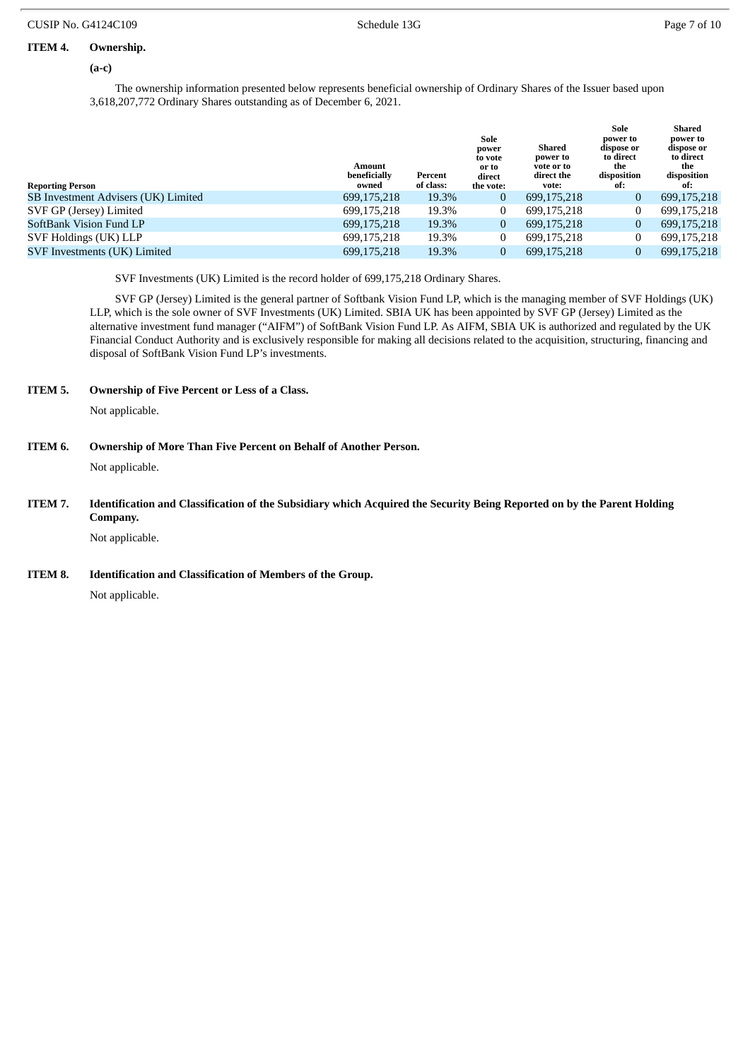## ITEM 4. Ownership.

**(a-c)**

The ownership information presented below represents beneficial ownership of Ordinary Shares of the Issuer based upon 3,618,207,772 Ordinary Shares outstanding as of December 6, 2021.

| Reporting Person | Amount beneficially owned | Percent of class: | Sole power to vote or to direct the vote: | Shared power to vote or to direct the vote: | Sole power to dispose or to direct the disposition of: | Shared power to dispose or to direct the disposition of: |
|---|---|---|---|---|---|---|
| SB Investment Advisers (UK) Limited | 699,175,218 | 19.3% | 0 | 699,175,218 | 0 | 699,175,218 |
| SVF GP (Jersey) Limited | 699,175,218 | 19.3% | 0 | 699,175,218 | 0 | 699,175,218 |
| SoftBank Vision Fund LP | 699,175,218 | 19.3% | 0 | 699,175,218 | 0 | 699,175,218 |
| SVF Holdings (UK) LLP | 699,175,218 | 19.3% | 0 | 699,175,218 | 0 | 699,175,218 |
| SVF Investments (UK) Limited | 699,175,218 | 19.3% | 0 | 699,175,218 | 0 | 699,175,218 |

SVF Investments (UK) Limited is the record holder of 699,175,218 Ordinary Shares.

SVF GP (Jersey) Limited is the general partner of Softbank Vision Fund LP, which is the managing member of SVF Holdings (UK) LLP, which is the sole owner of SVF Investments (UK) Limited. SBIA UK has been appointed by SVF GP (Jersey) Limited as the alternative investment fund manager ("AIFM") of SoftBank Vision Fund LP. As AIFM, SBIA UK is authorized and regulated by the UK Financial Conduct Authority and is exclusively responsible for making all decisions related to the acquisition, structuring, financing and disposal of SoftBank Vision Fund LP's investments.

## ITEM 5. Ownership of Five Percent or Less of a Class.

Not applicable.

## ITEM 6. Ownership of More Than Five Percent on Behalf of Another Person.

Not applicable.

## ITEM 7. Identification and Classification of the Subsidiary which Acquired the Security Being Reported on by the Parent Holding Company.

Not applicable.

## ITEM 8. Identification and Classification of Members of the Group.

Not applicable.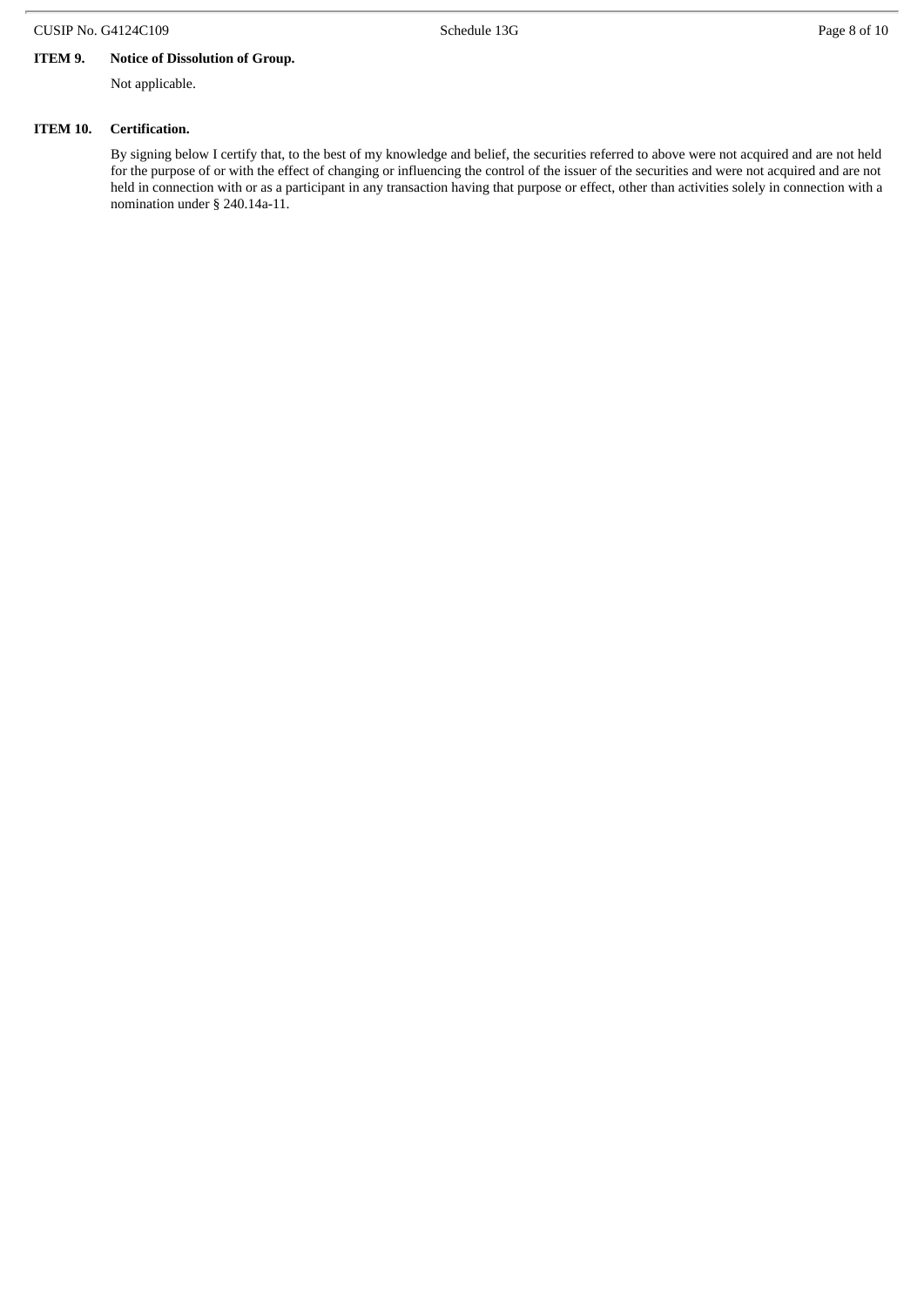**ITEM 9. Notice of Dissolution of Group.**

Not applicable.

**ITEM 10. Certification.**

By signing below I certify that, to the best of my knowledge and belief, the securities referred to above were not acquired and are not held for the purpose of or with the effect of changing or influencing the control of the issuer of the securities and were not acquired and are not held in connection with or as a participant in any transaction having that purpose or effect, other than activities solely in connection with a nomination under § 240.14a-11.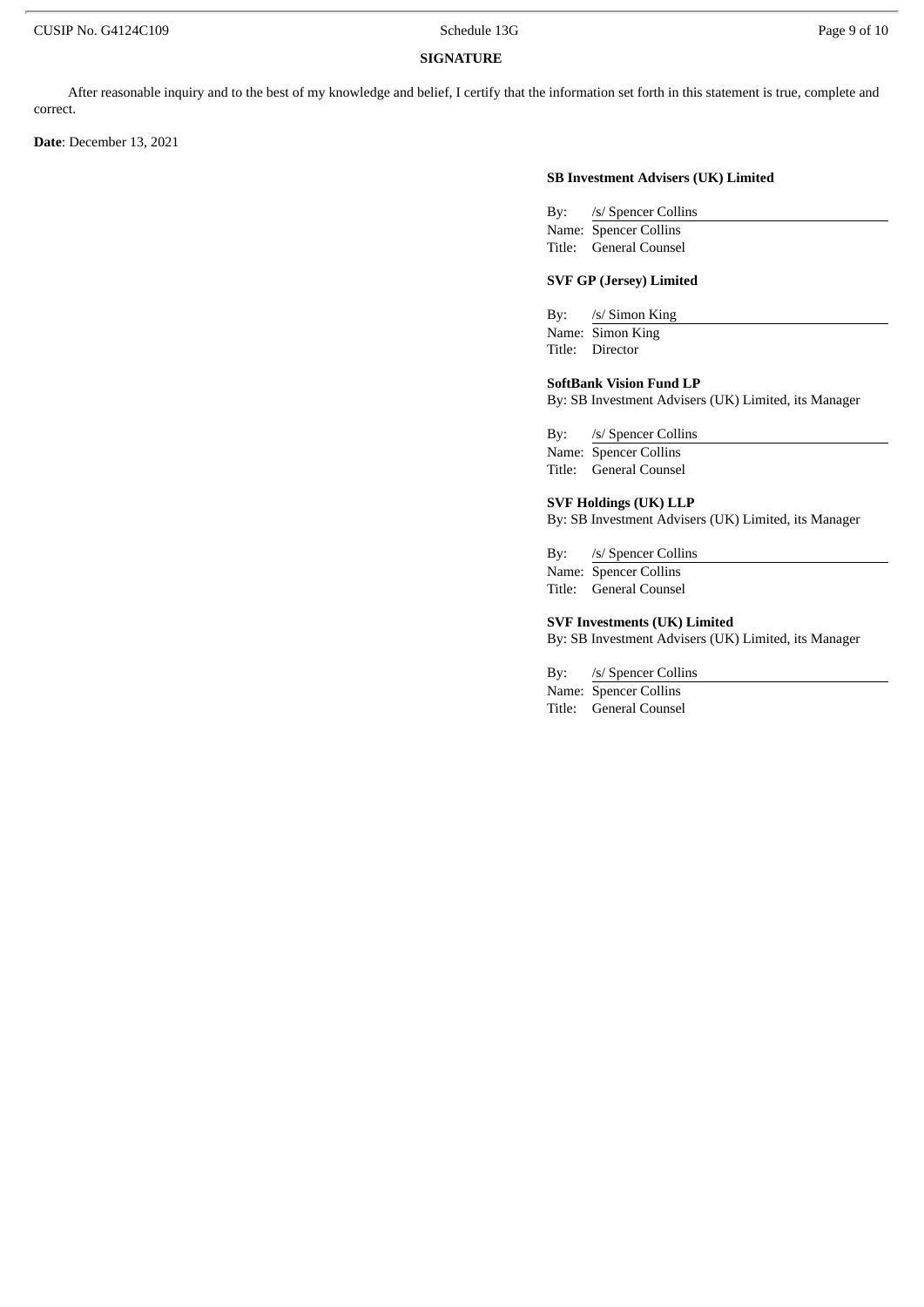## SIGNATURE

After reasonable inquiry and to the best of my knowledge and belief, I certify that the information set forth in this statement is true, complete and correct.

**Date**: December 13, 2021

**SB Investment Advisers (UK) Limited**

By: /s/ Spencer Collins
Name: Spencer Collins
Title: General Counsel

**SVF GP (Jersey) Limited**

By: /s/ Simon King
Name: Simon King
Title: Director

**SoftBank Vision Fund LP**
By: SB Investment Advisers (UK) Limited, its Manager

By: /s/ Spencer Collins
Name: Spencer Collins
Title: General Counsel

**SVF Holdings (UK) LLP**
By: SB Investment Advisers (UK) Limited, its Manager

By: /s/ Spencer Collins
Name: Spencer Collins
Title: General Counsel

**SVF Investments (UK) Limited**
By: SB Investment Advisers (UK) Limited, its Manager

By: /s/ Spencer Collins
Name: Spencer Collins
Title: General Counsel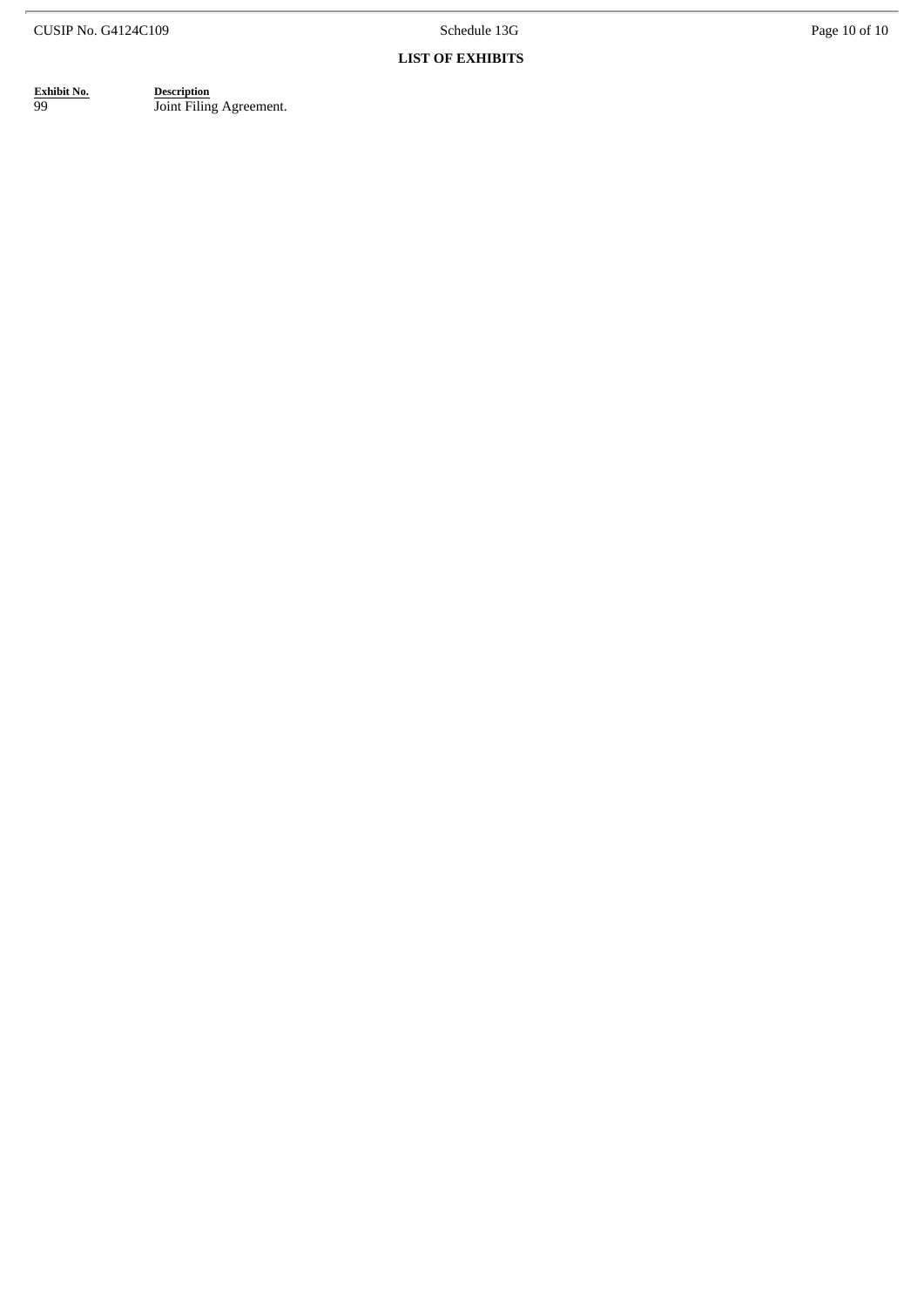## LIST OF EXHIBITS

| Exhibit No. | Description |
| --- | --- |
| 99 | Joint Filing Agreement. |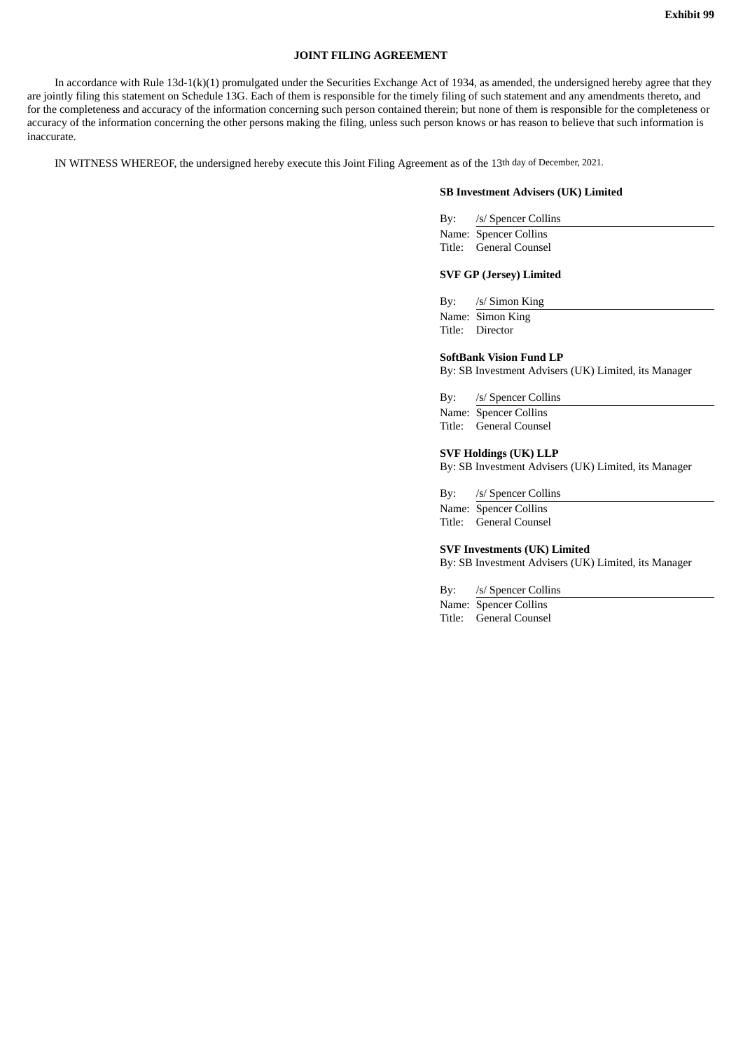Exhibit 99

**JOINT FILING AGREEMENT**

In accordance with Rule 13d-1(k)(1) promulgated under the Securities Exchange Act of 1934, as amended, the undersigned hereby agree that they are jointly filing this statement on Schedule 13G. Each of them is responsible for the timely filing of such statement and any amendments thereto, and for the completeness and accuracy of the information concerning such person contained therein; but none of them is responsible for the completeness or accuracy of the information concerning the other persons making the filing, unless such person knows or has reason to believe that such information is inaccurate.

IN WITNESS WHEREOF, the undersigned hereby execute this Joint Filing Agreement as of the 13th day of December, 2021.

**SB Investment Advisers (UK) Limited**

By: /s/ Spencer Collins
Name: Spencer Collins
Title: General Counsel

**SVF GP (Jersey) Limited**

By: /s/ Simon King
Name: Simon King
Title: Director

**SoftBank Vision Fund LP**
By: SB Investment Advisers (UK) Limited, its Manager

By: /s/ Spencer Collins
Name: Spencer Collins
Title: General Counsel

**SVF Holdings (UK) LLP**
By: SB Investment Advisers (UK) Limited, its Manager

By: /s/ Spencer Collins
Name: Spencer Collins
Title: General Counsel

**SVF Investments (UK) Limited**
By: SB Investment Advisers (UK) Limited, its Manager

By: /s/ Spencer Collins
Name: Spencer Collins
Title: General Counsel